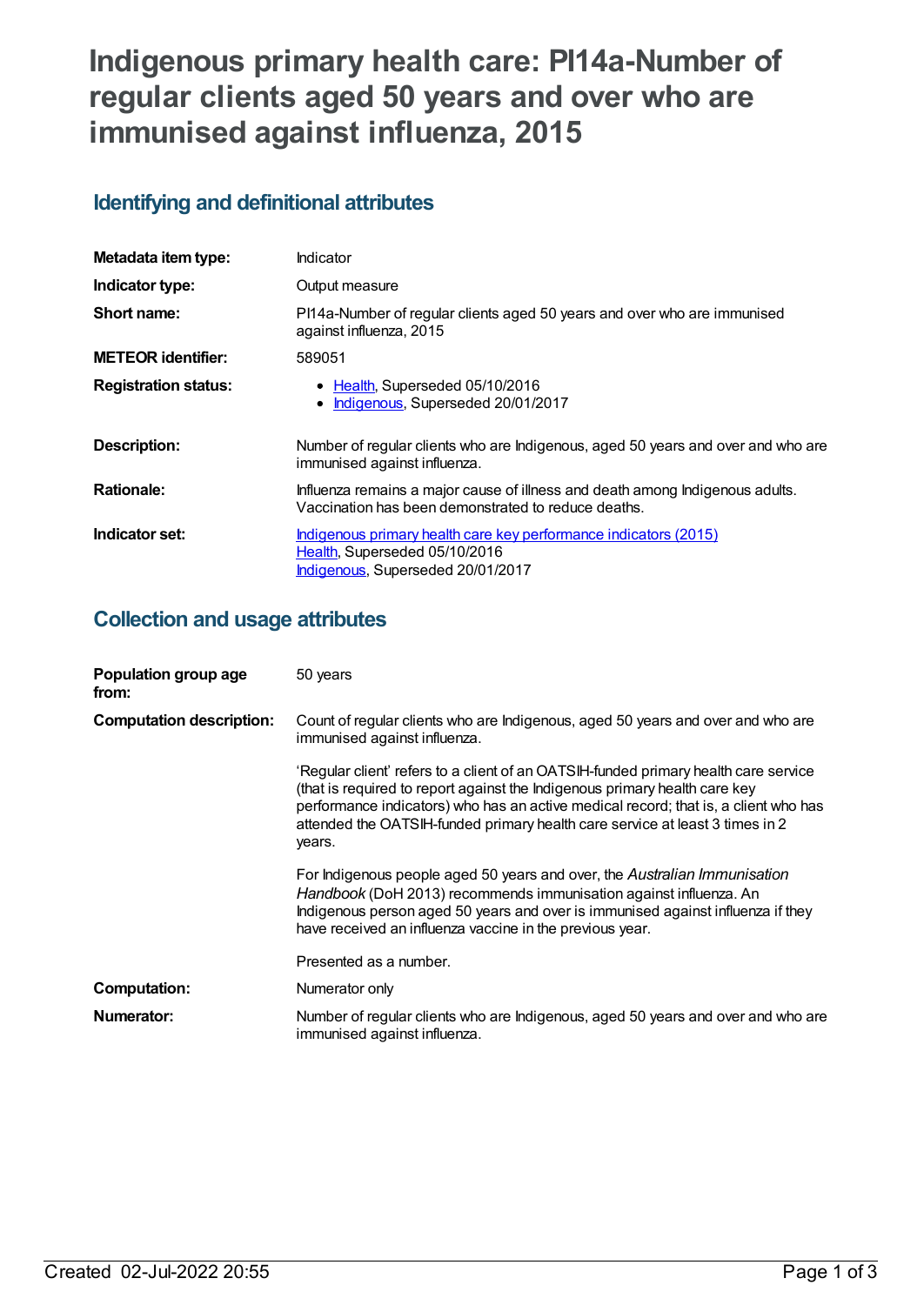# Indigenous primary health care: PI14a-Number of regular clients aged 50 years and over who are immunised against influenza, 2015

## Identifying and definitional attributes

| | |
|---|---|
| **Metadata item type:** | Indicator |
| **Indicator type:** | Output measure |
| **Short name:** | PI14a-Number of regular clients aged 50 years and over who are immunised against influenza, 2015 |
| **METEOR identifier:** | 589051 |
| **Registration status:** | • Health, Superseded 05/10/2016<br>• Indigenous, Superseded 20/01/2017 |
| **Description:** | Number of regular clients who are Indigenous, aged 50 years and over and who are immunised against influenza. |
| **Rationale:** | Influenza remains a major cause of illness and death among Indigenous adults. Vaccination has been demonstrated to reduce deaths. |
| **Indicator set:** | Indigenous primary health care key performance indicators (2015)<br>Health, Superseded 05/10/2016<br>Indigenous, Superseded 20/01/2017 |

## Collection and usage attributes

| | |
|---|---|
| **Population group age from:** | 50 years |
| **Computation description:** | Count of regular clients who are Indigenous, aged 50 years and over and who are immunised against influenza.<br><br>'Regular client' refers to a client of an OATSIH-funded primary health care service (that is required to report against the Indigenous primary health care key performance indicators) who has an active medical record; that is, a client who has attended the OATSIH-funded primary health care service at least 3 times in 2 years.<br><br>For Indigenous people aged 50 years and over, the *Australian Immunisation Handbook* (DoH 2013) recommends immunisation against influenza. An Indigenous person aged 50 years and over is immunised against influenza if they have received an influenza vaccine in the previous year.<br><br>Presented as a number. |
| **Computation:** | Numerator only |
| **Numerator:** | Number of regular clients who are Indigenous, aged 50 years and over and who are immunised against influenza. |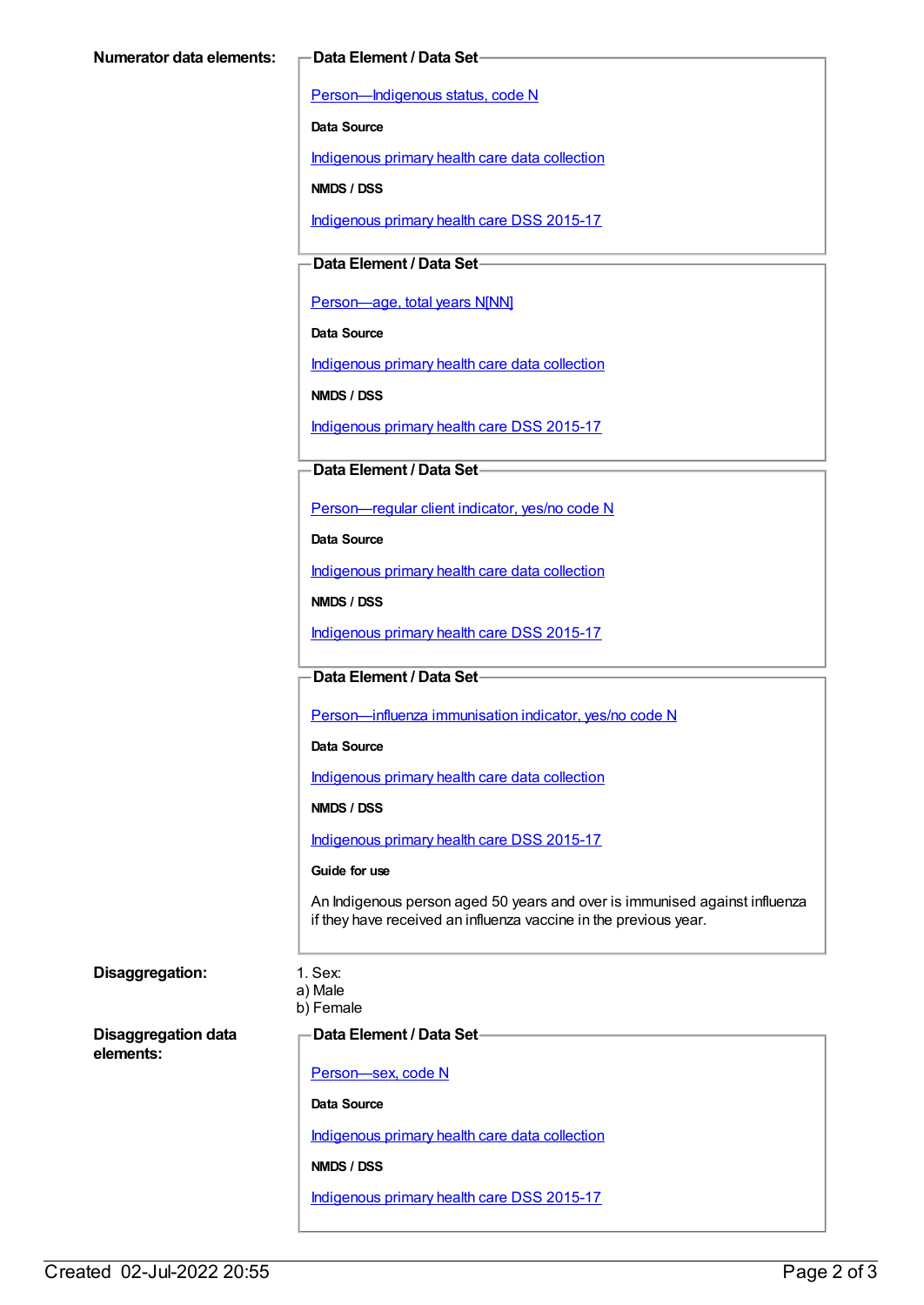**Numerator data elements:**

**Data Element / Data Set**

Person—Indigenous status, code N

**Data Source**

Indigenous primary health care data collection

**NMDS / DSS**

Indigenous primary health care DSS 2015-17

**Data Element / Data Set**

Person—age, total years N[NN]

**Data Source**

Indigenous primary health care data collection

**NMDS / DSS**

Indigenous primary health care DSS 2015-17

**Data Element / Data Set**

Person—regular client indicator, yes/no code N

**Data Source**

Indigenous primary health care data collection

**NMDS / DSS**

Indigenous primary health care DSS 2015-17

**Data Element / Data Set**

Person—influenza immunisation indicator, yes/no code N

**Data Source**

Indigenous primary health care data collection

**NMDS / DSS**

Indigenous primary health care DSS 2015-17

**Guide for use**

An Indigenous person aged 50 years and over is immunised against influenza if they have received an influenza vaccine in the previous year.

**Disaggregation:**

1. Sex:
a) Male
b) Female

**Disaggregation data elements:**

**Data Element / Data Set**

Person—sex, code N

**Data Source**

Indigenous primary health care data collection

**NMDS / DSS**

Indigenous primary health care DSS 2015-17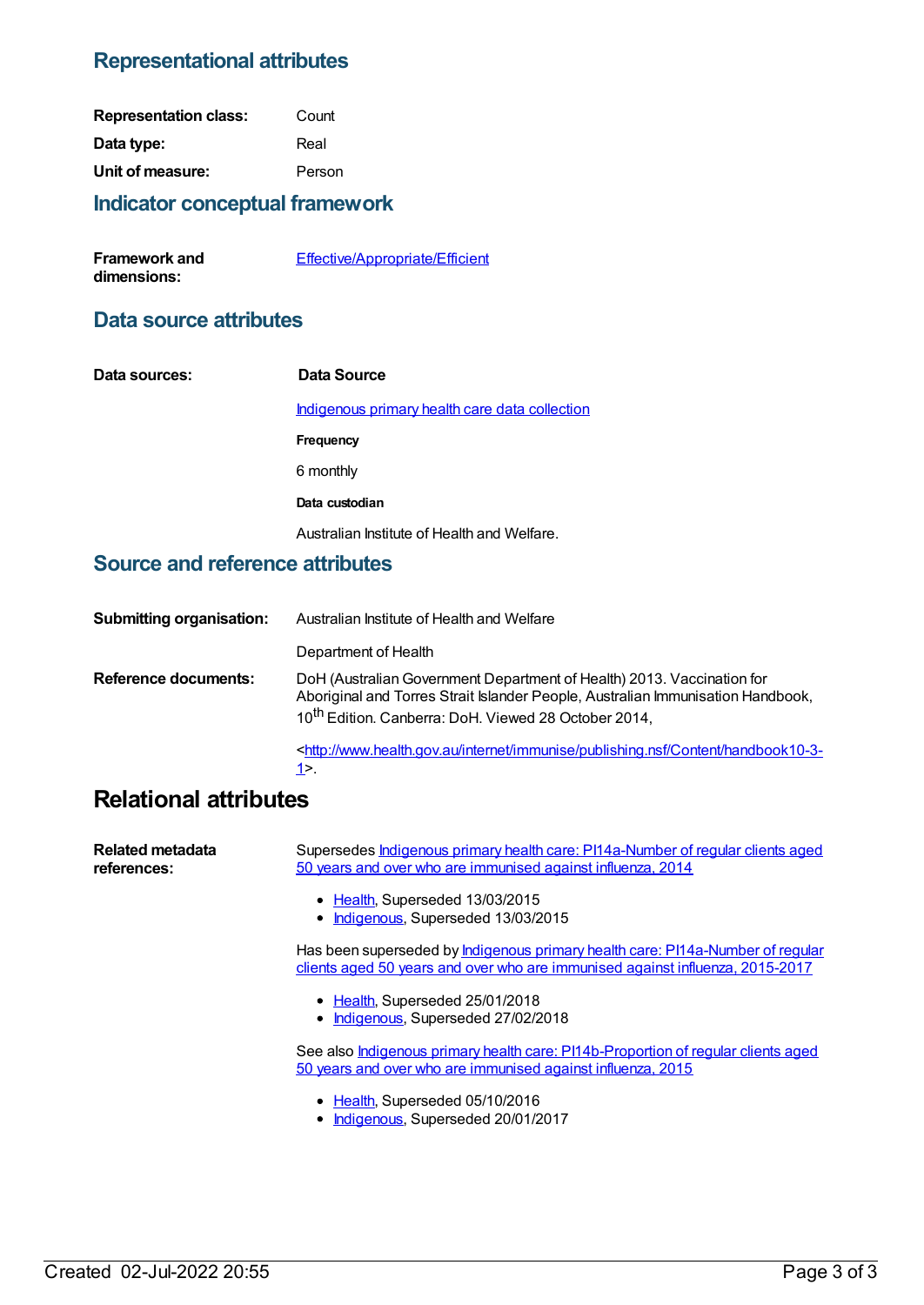## Representational attributes

**Representation class:** Count

**Data type:** Real

**Unit of measure:** Person

## Indicator conceptual framework

**Framework and dimensions:** Effective/Appropriate/Efficient

## Data source attributes

**Data sources:**

**Data Source**

Indigenous primary health care data collection

**Frequency**

6 monthly

**Data custodian**

Australian Institute of Health and Welfare.

## Source and reference attributes

**Submitting organisation:** Australian Institute of Health and Welfare

Department of Health

**Reference documents:** DoH (Australian Government Department of Health) 2013. Vaccination for Aboriginal and Torres Strait Islander People, Australian Immunisation Handbook, 10th Edition. Canberra: DoH. Viewed 28 October 2014,

<http://www.health.gov.au/internet/immunise/publishing.nsf/Content/handbook10-3-1>.

# Relational attributes

**Related metadata references:**

Supersedes Indigenous primary health care: PI14a-Number of regular clients aged 50 years and over who are immunised against influenza, 2014

- Health, Superseded 13/03/2015
- Indigenous, Superseded 13/03/2015

Has been superseded by Indigenous primary health care: PI14a-Number of regular clients aged 50 years and over who are immunised against influenza, 2015-2017

- Health, Superseded 25/01/2018
- Indigenous, Superseded 27/02/2018

See also Indigenous primary health care: PI14b-Proportion of regular clients aged 50 years and over who are immunised against influenza, 2015

- Health, Superseded 05/10/2016
- Indigenous, Superseded 20/01/2017